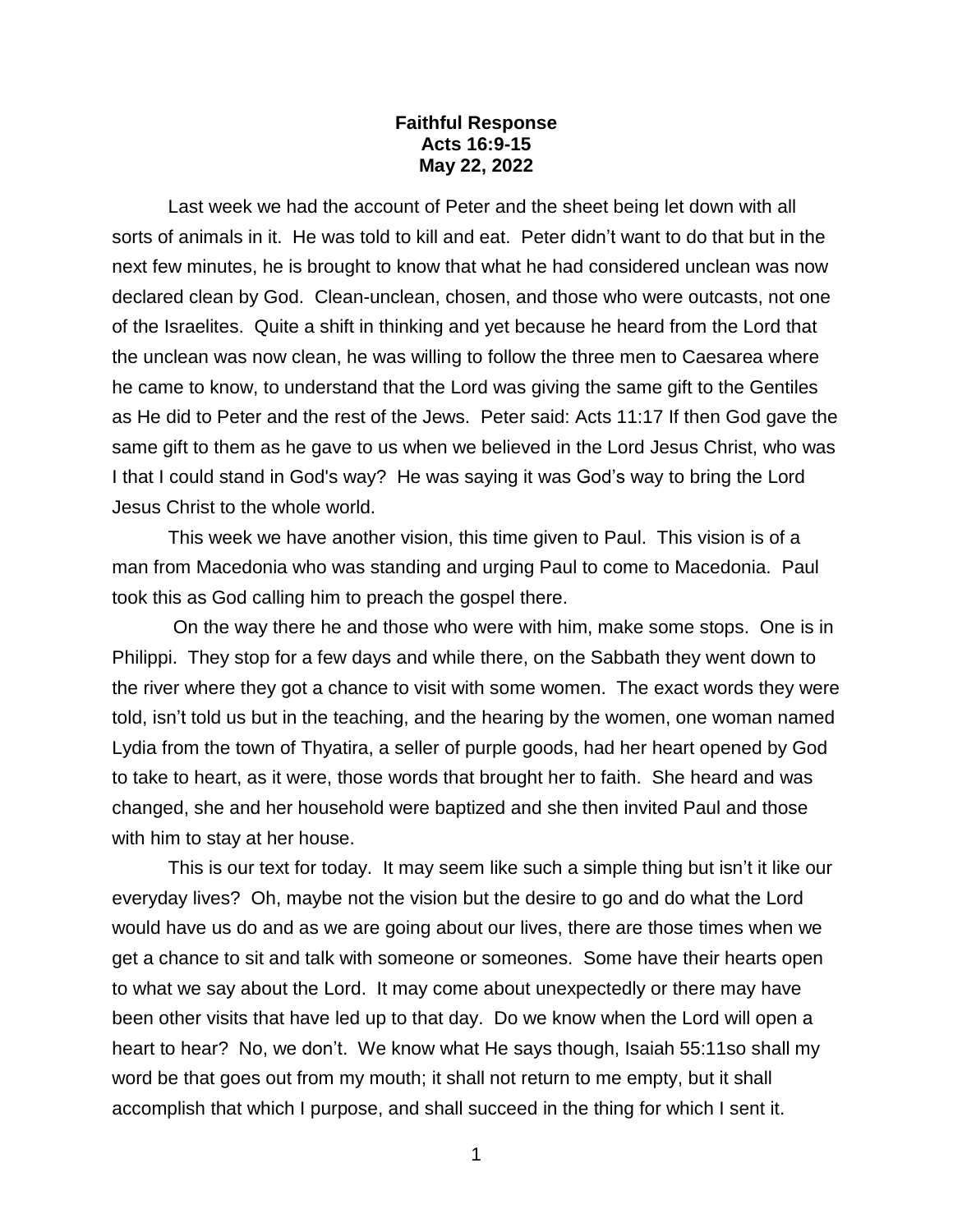**Faithful Response**
**Acts 16:9-15**
**May 22, 2022**

Last week we had the account of Peter and the sheet being let down with all sorts of animals in it. He was told to kill and eat. Peter didn't want to do that but in the next few minutes, he is brought to know that what he had considered unclean was now declared clean by God. Clean-unclean, chosen, and those who were outcasts, not one of the Israelites. Quite a shift in thinking and yet because he heard from the Lord that the unclean was now clean, he was willing to follow the three men to Caesarea where he came to know, to understand that the Lord was giving the same gift to the Gentiles as He did to Peter and the rest of the Jews. Peter said: Acts 11:17 If then God gave the same gift to them as he gave to us when we believed in the Lord Jesus Christ, who was I that I could stand in God's way? He was saying it was God's way to bring the Lord Jesus Christ to the whole world.

This week we have another vision, this time given to Paul. This vision is of a man from Macedonia who was standing and urging Paul to come to Macedonia. Paul took this as God calling him to preach the gospel there.

On the way there he and those who were with him, make some stops. One is in Philippi. They stop for a few days and while there, on the Sabbath they went down to the river where they got a chance to visit with some women. The exact words they were told, isn't told us but in the teaching, and the hearing by the women, one woman named Lydia from the town of Thyatira, a seller of purple goods, had her heart opened by God to take to heart, as it were, those words that brought her to faith. She heard and was changed, she and her household were baptized and she then invited Paul and those with him to stay at her house.

This is our text for today. It may seem like such a simple thing but isn't it like our everyday lives? Oh, maybe not the vision but the desire to go and do what the Lord would have us do and as we are going about our lives, there are those times when we get a chance to sit and talk with someone or someones. Some have their hearts open to what we say about the Lord. It may come about unexpectedly or there may have been other visits that have led up to that day. Do we know when the Lord will open a heart to hear? No, we don't. We know what He says though, Isaiah 55:11so shall my word be that goes out from my mouth; it shall not return to me empty, but it shall accomplish that which I purpose, and shall succeed in the thing for which I sent it.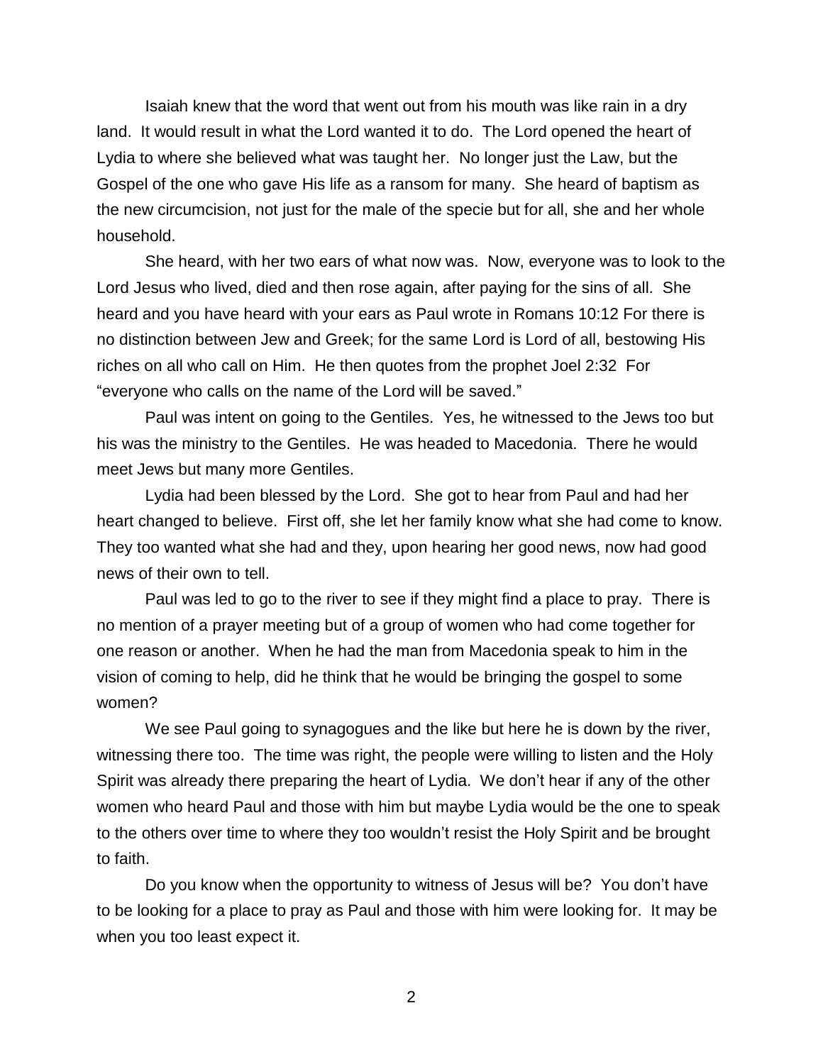Isaiah knew that the word that went out from his mouth was like rain in a dry land. It would result in what the Lord wanted it to do. The Lord opened the heart of Lydia to where she believed what was taught her. No longer just the Law, but the Gospel of the one who gave His life as a ransom for many. She heard of baptism as the new circumcision, not just for the male of the specie but for all, she and her whole household.

She heard, with her two ears of what now was. Now, everyone was to look to the Lord Jesus who lived, died and then rose again, after paying for the sins of all. She heard and you have heard with your ears as Paul wrote in Romans 10:12 For there is no distinction between Jew and Greek; for the same Lord is Lord of all, bestowing His riches on all who call on Him. He then quotes from the prophet Joel 2:32 For "everyone who calls on the name of the Lord will be saved."

Paul was intent on going to the Gentiles. Yes, he witnessed to the Jews too but his was the ministry to the Gentiles. He was headed to Macedonia. There he would meet Jews but many more Gentiles.

Lydia had been blessed by the Lord. She got to hear from Paul and had her heart changed to believe. First off, she let her family know what she had come to know. They too wanted what she had and they, upon hearing her good news, now had good news of their own to tell.

Paul was led to go to the river to see if they might find a place to pray. There is no mention of a prayer meeting but of a group of women who had come together for one reason or another. When he had the man from Macedonia speak to him in the vision of coming to help, did he think that he would be bringing the gospel to some women?

We see Paul going to synagogues and the like but here he is down by the river, witnessing there too. The time was right, the people were willing to listen and the Holy Spirit was already there preparing the heart of Lydia. We don't hear if any of the other women who heard Paul and those with him but maybe Lydia would be the one to speak to the others over time to where they too wouldn't resist the Holy Spirit and be brought to faith.

Do you know when the opportunity to witness of Jesus will be? You don't have to be looking for a place to pray as Paul and those with him were looking for. It may be when you too least expect it.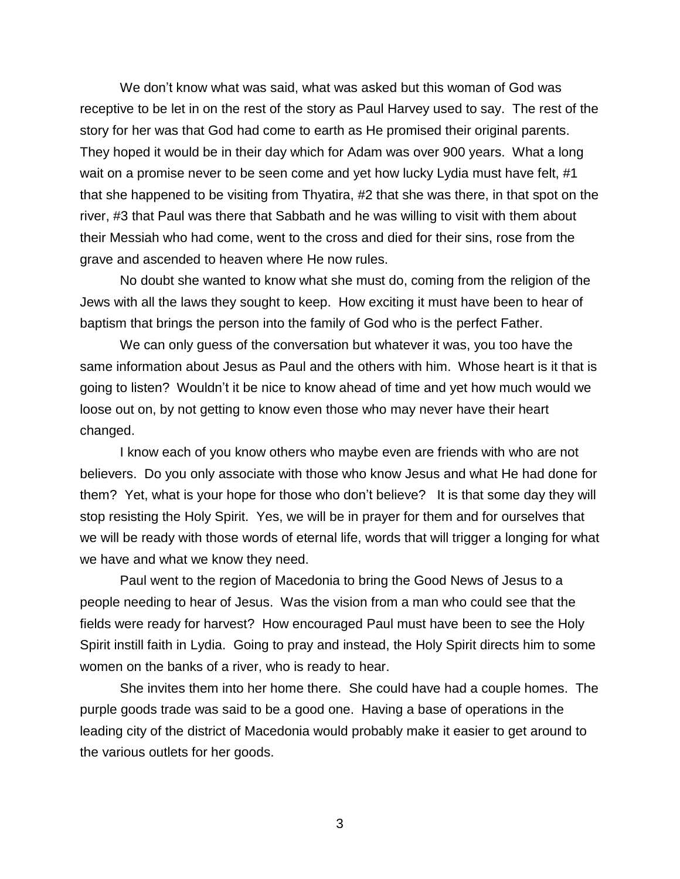We don't know what was said, what was asked but this woman of God was receptive to be let in on the rest of the story as Paul Harvey used to say. The rest of the story for her was that God had come to earth as He promised their original parents. They hoped it would be in their day which for Adam was over 900 years. What a long wait on a promise never to be seen come and yet how lucky Lydia must have felt, #1 that she happened to be visiting from Thyatira, #2 that she was there, in that spot on the river, #3 that Paul was there that Sabbath and he was willing to visit with them about their Messiah who had come, went to the cross and died for their sins, rose from the grave and ascended to heaven where He now rules.

No doubt she wanted to know what she must do, coming from the religion of the Jews with all the laws they sought to keep. How exciting it must have been to hear of baptism that brings the person into the family of God who is the perfect Father.

We can only guess of the conversation but whatever it was, you too have the same information about Jesus as Paul and the others with him. Whose heart is it that is going to listen? Wouldn't it be nice to know ahead of time and yet how much would we loose out on, by not getting to know even those who may never have their heart changed.

I know each of you know others who maybe even are friends with who are not believers. Do you only associate with those who know Jesus and what He had done for them? Yet, what is your hope for those who don't believe? It is that some day they will stop resisting the Holy Spirit. Yes, we will be in prayer for them and for ourselves that we will be ready with those words of eternal life, words that will trigger a longing for what we have and what we know they need.

Paul went to the region of Macedonia to bring the Good News of Jesus to a people needing to hear of Jesus. Was the vision from a man who could see that the fields were ready for harvest? How encouraged Paul must have been to see the Holy Spirit instill faith in Lydia. Going to pray and instead, the Holy Spirit directs him to some women on the banks of a river, who is ready to hear.

She invites them into her home there. She could have had a couple homes. The purple goods trade was said to be a good one. Having a base of operations in the leading city of the district of Macedonia would probably make it easier to get around to the various outlets for her goods.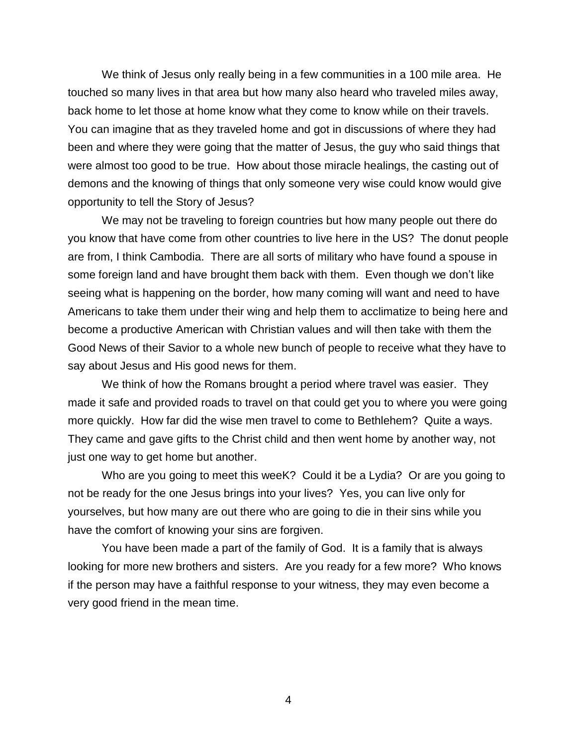We think of Jesus only really being in a few communities in a 100 mile area. He touched so many lives in that area but how many also heard who traveled miles away, back home to let those at home know what they come to know while on their travels. You can imagine that as they traveled home and got in discussions of where they had been and where they were going that the matter of Jesus, the guy who said things that were almost too good to be true. How about those miracle healings, the casting out of demons and the knowing of things that only someone very wise could know would give opportunity to tell the Story of Jesus?

We may not be traveling to foreign countries but how many people out there do you know that have come from other countries to live here in the US? The donut people are from, I think Cambodia. There are all sorts of military who have found a spouse in some foreign land and have brought them back with them. Even though we don't like seeing what is happening on the border, how many coming will want and need to have Americans to take them under their wing and help them to acclimatize to being here and become a productive American with Christian values and will then take with them the Good News of their Savior to a whole new bunch of people to receive what they have to say about Jesus and His good news for them.

We think of how the Romans brought a period where travel was easier. They made it safe and provided roads to travel on that could get you to where you were going more quickly. How far did the wise men travel to come to Bethlehem? Quite a ways. They came and gave gifts to the Christ child and then went home by another way, not just one way to get home but another.

Who are you going to meet this weeK? Could it be a Lydia? Or are you going to not be ready for the one Jesus brings into your lives? Yes, you can live only for yourselves, but how many are out there who are going to die in their sins while you have the comfort of knowing your sins are forgiven.

You have been made a part of the family of God. It is a family that is always looking for more new brothers and sisters. Are you ready for a few more? Who knows if the person may have a faithful response to your witness, they may even become a very good friend in the mean time.